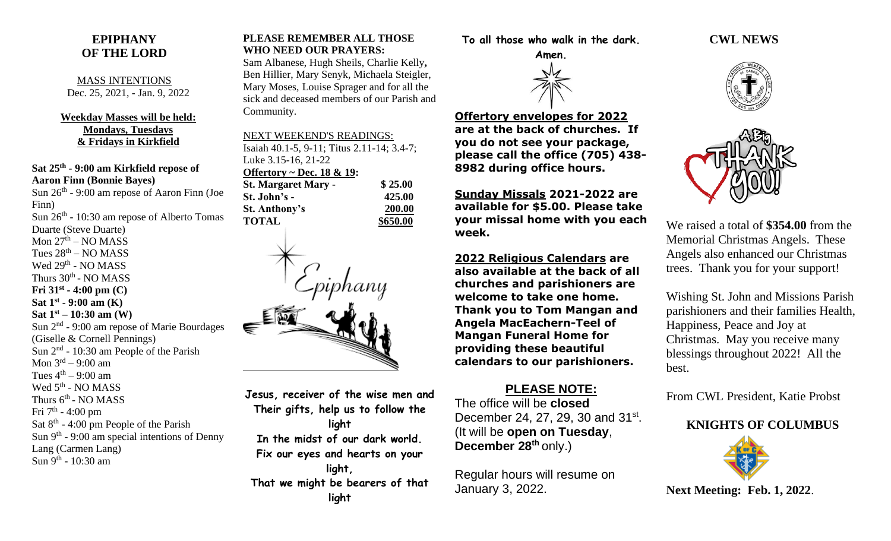## EPIPHANY OF THE LORD

MASS INTENTIONS
Dec. 25, 2021, - Jan. 9, 2022

**Weekday Masses will be held: Mondays, Tuesdays & Fridays in Kirkfield**

**Sat 25th - 9:00 am Kirkfield repose of Aaron Finn (Bonnie Bayes)**
Sun 26th - 9:00 am repose of Aaron Finn (Joe Finn)
Sun 26th - 10:30 am repose of Alberto Tomas Duarte (Steve Duarte)
Mon 27th – NO MASS
Tues 28th – NO MASS
Wed 29th - NO MASS
Thurs 30th - NO MASS
**Fri 31st - 4:00 pm (C)**
**Sat 1st - 9:00 am (K)**
**Sat 1st – 10:30 am (W)**
Sun 2nd - 9:00 am repose of Marie Bourdages (Giselle & Cornell Pennings)
Sun 2nd - 10:30 am People of the Parish
Mon 3rd – 9:00 am
Tues 4th – 9:00 am
Wed 5th - NO MASS
Thurs 6th - NO MASS
Fri 7th - 4:00 pm
Sat 8th - 4:00 pm People of the Parish
Sun 9th - 9:00 am special intentions of Denny Lang (Carmen Lang)
Sun 9th - 10:30 am

**PLEASE REMEMBER ALL THOSE WHO NEED OUR PRAYERS:**
Sam Albanese, Hugh Sheils, Charlie Kelly, Ben Hillier, Mary Senyk, Michaela Steigler, Mary Moses, Louise Sprager and for all the sick and deceased members of our Parish and Community.

NEXT WEEKEND'S READINGS:
Isaiah 40.1-5, 9-11; Titus 2.11-14; 3.4-7; Luke 3.15-16, 21-22

| **Offertory ~ Dec. 18 & 19:** | |
|---|---|
| **St. Margaret Mary -** | **$ 25.00** |
| **St. John's -** | **425.00** |
| **St. Anthony's** | **200.00** |
| **TOTAL** | **$650.00** |

*Epiphany*

**Jesus, receiver of the wise men and Their gifts, help us to follow the light**
**In the midst of our dark world.**
**Fix our eyes and hearts on your light,**
**That we might be bearers of that light**
**To all those who walk in the dark.**
**Amen.**

**Offertory envelopes for 2022 are at the back of churches. If you do not see your package, please call the office (705) 438-8982 during office hours.**

**Sunday Missals 2021-2022 are available for $5.00. Please take your missal home with you each week.**

**2022 Religious Calendars are also available at the back of all churches and parishioners are welcome to take one home. Thank you to Tom Mangan and Angela MacEachern-Teel of Mangan Funeral Home for providing these beautiful calendars to our parishioners.**

### PLEASE NOTE:

The office will be **closed** December 24, 27, 29, 30 and 31st. (It will be **open on Tuesday**, **December 28th** only.)

Regular hours will resume on January 3, 2022.

## CWL NEWS

A Big THANK YOU!

We raised a total of **$354.00** from the Memorial Christmas Angels. These Angels also enhanced our Christmas trees. Thank you for your support!

Wishing St. John and Missions Parish parishioners and their families Health, Happiness, Peace and Joy at Christmas. May you receive many blessings throughout 2022! All the best.

From CWL President, Katie Probst

## KNIGHTS OF COLUMBUS

**Next Meeting: Feb. 1, 2022**.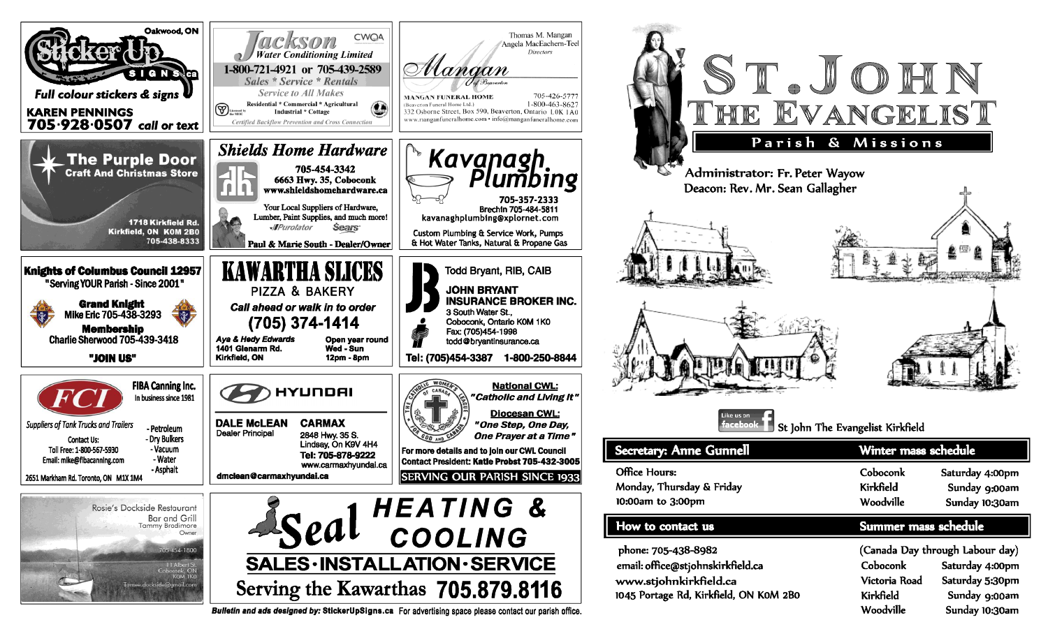Oakwood, ON

**Sticker Up SIGNS.ca**

*Full colour stickers & signs*

**KAREN PENNINGS**
**705·928·0507** *call or text*

---

**Jackson Water Conditioning Limited** CWQA

**1-800-721-4921 or 705-439-2589**

*Sales * Service * Rentals*

*Service to All Makes*

Residential * Commercial * Agricultural
Industrial * Cottage

*Certified Backflow Prevention and Cross Connection*

---

Thomas M. Mangan
Angela MacEachern-Teel
*Directors*

**Mangan** *of Beaverton*

MANGAN FUNERAL HOME (Beaverton Funeral Home Ltd.) 705-426-5777 1-800-463-8627
332 Osborne Street, Box 590, Beaverton, Ontario L0K 1A0
www.manganfuneralhome.com • info@manganfuneralhome.com

---

**The Purple Door**
**Craft And Christmas Store**

1718 Kirkfield Rd.
Kirkfield, ON K0M 2B0
705-438-8333

---

***Shields Home Hardware***

705-454-3342
6663 Hwy. 35, Coboconk
www.shieldshomehardware.ca

Your Local Suppliers of Hardware, Lumber, Paint Supplies, and much more!
Purolator Sears

**Paul & Marie South - Dealer/Owner**

---

**Kavanagh Plumbing**

705-357-2333
Brechin 705-484-5811
kavanaghplumbing@xplornet.com

Custom Plumbing & Service Work, Pumps & Hot Water Tanks, Natural & Propane Gas

---

**Knights of Columbus Council 12957**
**"Serving YOUR Parish - Since 2001"**

**Grand Knight**
Mike Eric 705-438-3293

**Membership**
Charlie Sherwood 705-439-3418

**"JOIN US"**

---

**KAWARTHA SLICES**
PIZZA & BAKERY

*Call ahead or walk in to order*

**(705) 374-1414**

*Aya & Hedy Edwards*
1401 Glenarm Rd.
Kirkfield, ON

*Open year round*
Wed - Sun
12pm - 8pm

---

Todd Bryant, RIB, CAIB

**JOHN BRYANT INSURANCE BROKER INC.**
3 South Water St.,
Coboconk, Ontario K0M 1K0
Fax: (705)454-1998
todd@bryantinsurance.ca

Tel: (705)454-3387 1-800-250-8844

---

**FIBA Canning Inc.**
In business since 1981

*Suppliers of Tank Trucks and Trailers*

- Petroleum
- Dry Bulkers
- Vacuum
- Water
- Asphalt

Contact Us:
Toll Free: 1-800-567-5930
Email: mike@fibacanning.com

2651 Markham Rd. Toronto, ON M1X 1M4

---

**HYUNDAI**

**DALE McLEAN**
Dealer Principal

**CARMAX**
2848 Hwy. 35 S.
Lindsay, On K9V 4H4
**Tel: 705-878-9222**
www.carmaxhyundai.ca

dmclean@carmaxhyundai.ca

---

**National CWL:**
*"Catholic and Living It"*

**Diocesan CWL:**
*"One Step, One Day, One Prayer at a Time"*

For more details and to join our CWL Council Contact President: Katie Probst 705-432-3005

SERVING OUR PARISH SINCE 1933

---

Rosie's Dockside Restaurant
Bar and Grill
Tammy Brodimore
Owner

705-454-1800

11 Albert St.
Coboconk, ON
K0M 1K0

Tames.dockside@gmail.com

---

**Seal HEATING & COOLING**

**SALES · INSTALLATION · SERVICE**

**Serving the Kawarthas 705.879.8116**

---

*Bulletin and ads designed by: StickerUpSigns.ca* For advertising space please contact our parish office.

---

# ST. JOHN THE EVANGELIST

## Parish & Missions

**Administrator: Fr. Peter Wayow**
**Deacon: Rev. Mr. Sean Gallagher**

Like us on facebook — St John The Evangelist Kirkfield

### Secretary: Anne Gunnell

Office Hours:
Monday, Thursday & Friday
10:00am to 3:00pm

### How to contact us

phone: 705-438-8982
email: office@stjohnskirkfield.ca
www.stjohnkirkfield.ca
1045 Portage Rd, Kirkfield, ON K0M 2B0

### Winter mass schedule

| | |
|---|---|
| Coboconk | Saturday 4:00pm |
| Kirkfield | Sunday 9:00am |
| Woodville | Sunday 10:30am |

### Summer mass schedule

(Canada Day through Labour day)

| | |
|---|---|
| Coboconk | Saturday 4:00pm |
| Victoria Road | Saturday 5:30pm |
| Kirkfield | Sunday 9:00am |
| Woodville | Sunday 10:30am |